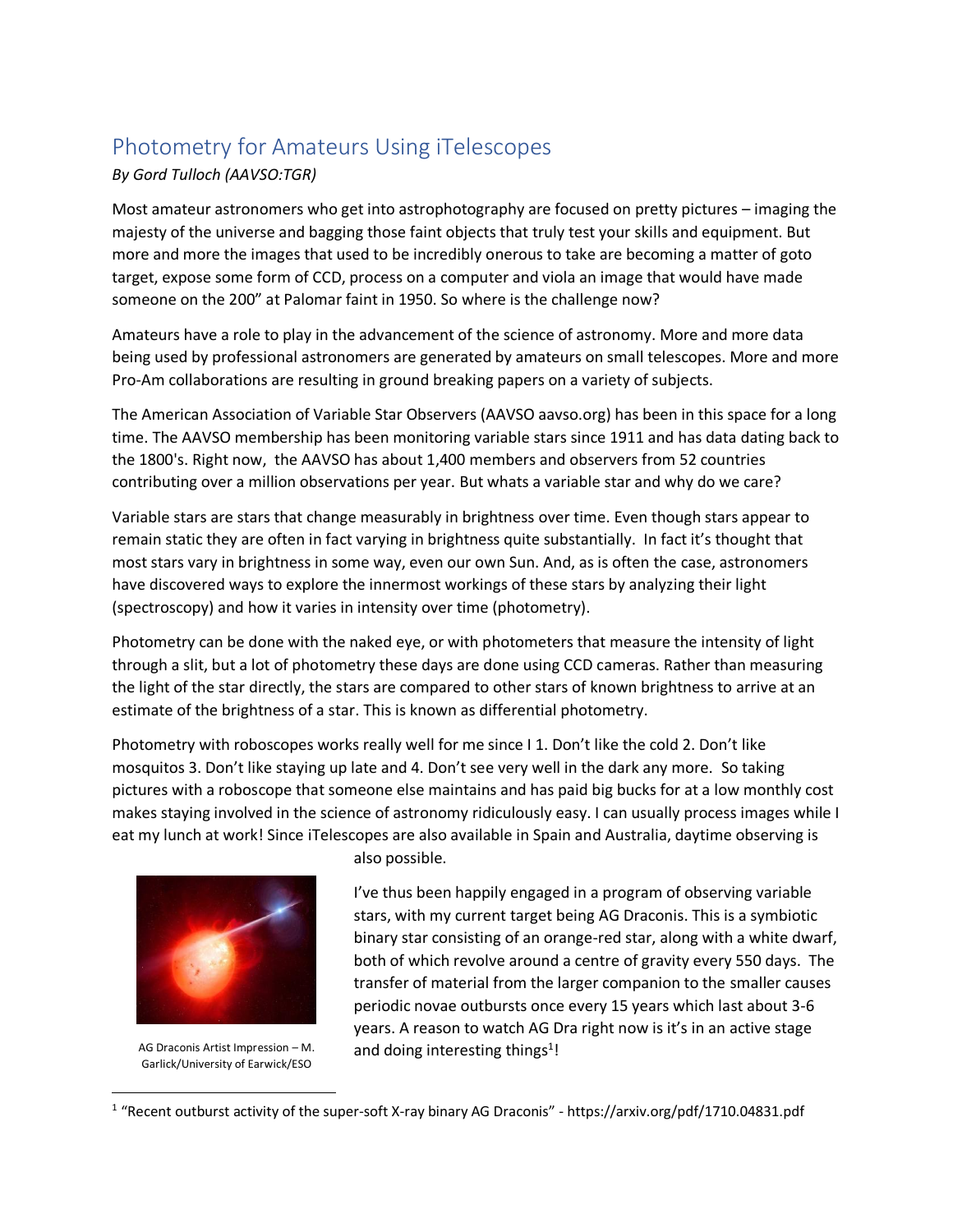# Photometry for Amateurs Using iTelescopes

*By Gord Tulloch (AAVSO:TGR)*

Most amateur astronomers who get into astrophotography are focused on pretty pictures – imaging the majesty of the universe and bagging those faint objects that truly test your skills and equipment. But more and more the images that used to be incredibly onerous to take are becoming a matter of goto target, expose some form of CCD, process on a computer and viola an image that would have made someone on the 200" at Palomar faint in 1950. So where is the challenge now?

Amateurs have a role to play in the advancement of the science of astronomy. More and more data being used by professional astronomers are generated by amateurs on small telescopes. More and more Pro-Am collaborations are resulting in ground breaking papers on a variety of subjects.

The American Association of Variable Star Observers (AAVSO aavso.org) has been in this space for a long time. The AAVSO membership has been monitoring variable stars since 1911 and has data dating back to the 1800's. Right now, the AAVSO has about 1,400 members and observers from 52 countries contributing over a million observations per year. But whats a variable star and why do we care?

Variable stars are stars that change measurably in brightness over time. Even though stars appear to remain static they are often in fact varying in brightness quite substantially. In fact it's thought that most stars vary in brightness in some way, even our own Sun. And, as is often the case, astronomers have discovered ways to explore the innermost workings of these stars by analyzing their light (spectroscopy) and how it varies in intensity over time (photometry).

Photometry can be done with the naked eye, or with photometers that measure the intensity of light through a slit, but a lot of photometry these days are done using CCD cameras. Rather than measuring the light of the star directly, the stars are compared to other stars of known brightness to arrive at an estimate of the brightness of a star. This is known as differential photometry.

Photometry with roboscopes works really well for me since I 1. Don't like the cold 2. Don't like mosquitos 3. Don't like staying up late and 4. Don't see very well in the dark any more. So taking pictures with a roboscope that someone else maintains and has paid big bucks for at a low monthly cost makes staying involved in the science of astronomy ridiculously easy. I can usually process images while I eat my lunch at work! Since iTelescopes are also available in Spain and Australia, daytime observing is also possible.

AG Draconis Artist Impression – M. Garlick/University of Earwick/ESO

I've thus been happily engaged in a program of observing variable stars, with my current target being AG Draconis. This is a symbiotic binary star consisting of an orange-red star, along with a white dwarf, both of which revolve around a centre of gravity every 550 days. The transfer of material from the larger companion to the smaller causes periodic novae outbursts once every 15 years which last about 3-6 years. A reason to watch AG Dra right now is it's in an active stage and doing interesting things[1]!

[1] "Recent outburst activity of the super-soft X-ray binary AG Draconis" - https://arxiv.org/pdf/1710.04831.pdf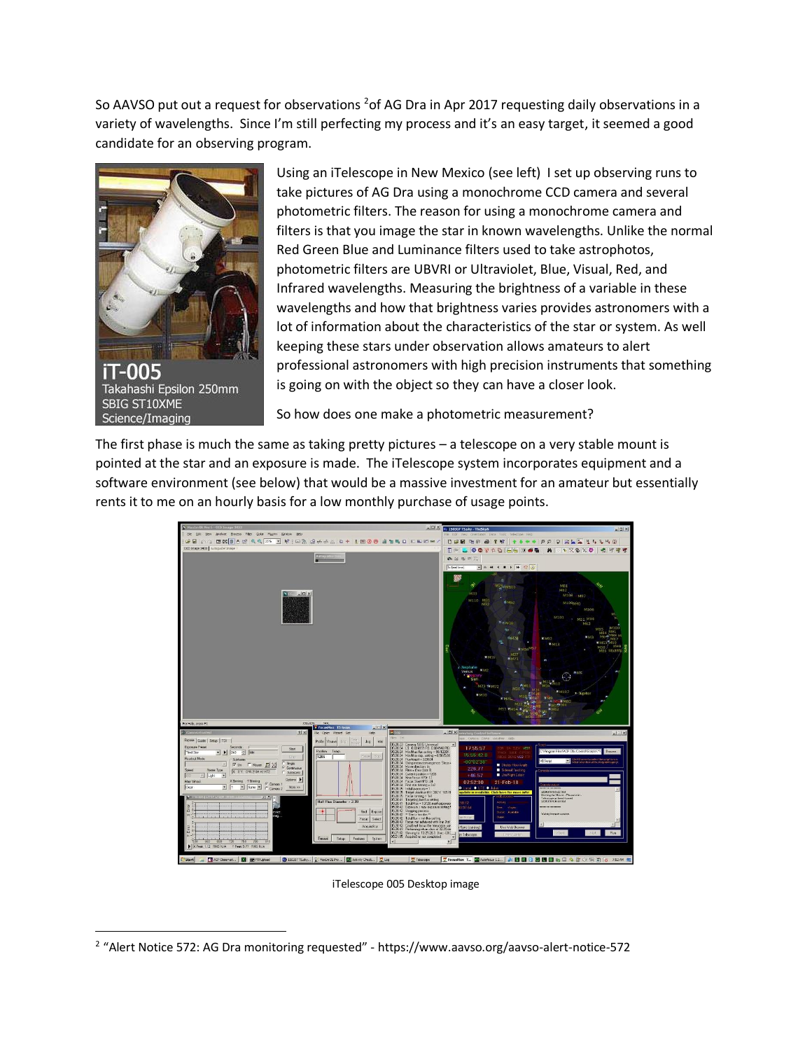So AAVSO put out a request for observations [2] of AG Dra in Apr 2017 requesting daily observations in a variety of wavelengths. Since I'm still perfecting my process and it's an easy target, it seemed a good candidate for an observing program.

iT-005
Takahashi Epsilon 250mm
SBIG ST10XME
Science/Imaging

Using an iTelescope in New Mexico (see left) I set up observing runs to take pictures of AG Dra using a monochrome CCD camera and several photometric filters. The reason for using a monochrome camera and filters is that you image the star in known wavelengths. Unlike the normal Red Green Blue and Luminance filters used to take astrophotos, photometric filters are UBVRI or Ultraviolet, Blue, Visual, Red, and Infrared wavelengths. Measuring the brightness of a variable in these wavelengths and how that brightness varies provides astronomers with a lot of information about the characteristics of the star or system. As well keeping these stars under observation allows amateurs to alert professional astronomers with high precision instruments that something is going on with the object so they can have a closer look.

So how does one make a photometric measurement?

The first phase is much the same as taking pretty pictures – a telescope on a very stable mount is pointed at the star and an exposure is made. The iTelescope system incorporates equipment and a software environment (see below) that would be a massive investment for an amateur but essentially rents it to me on an hourly basis for a low monthly purchase of usage points.

iTelescope 005 Desktop image

[2] "Alert Notice 572: AG Dra monitoring requested" - https://www.aavso.org/aavso-alert-notice-572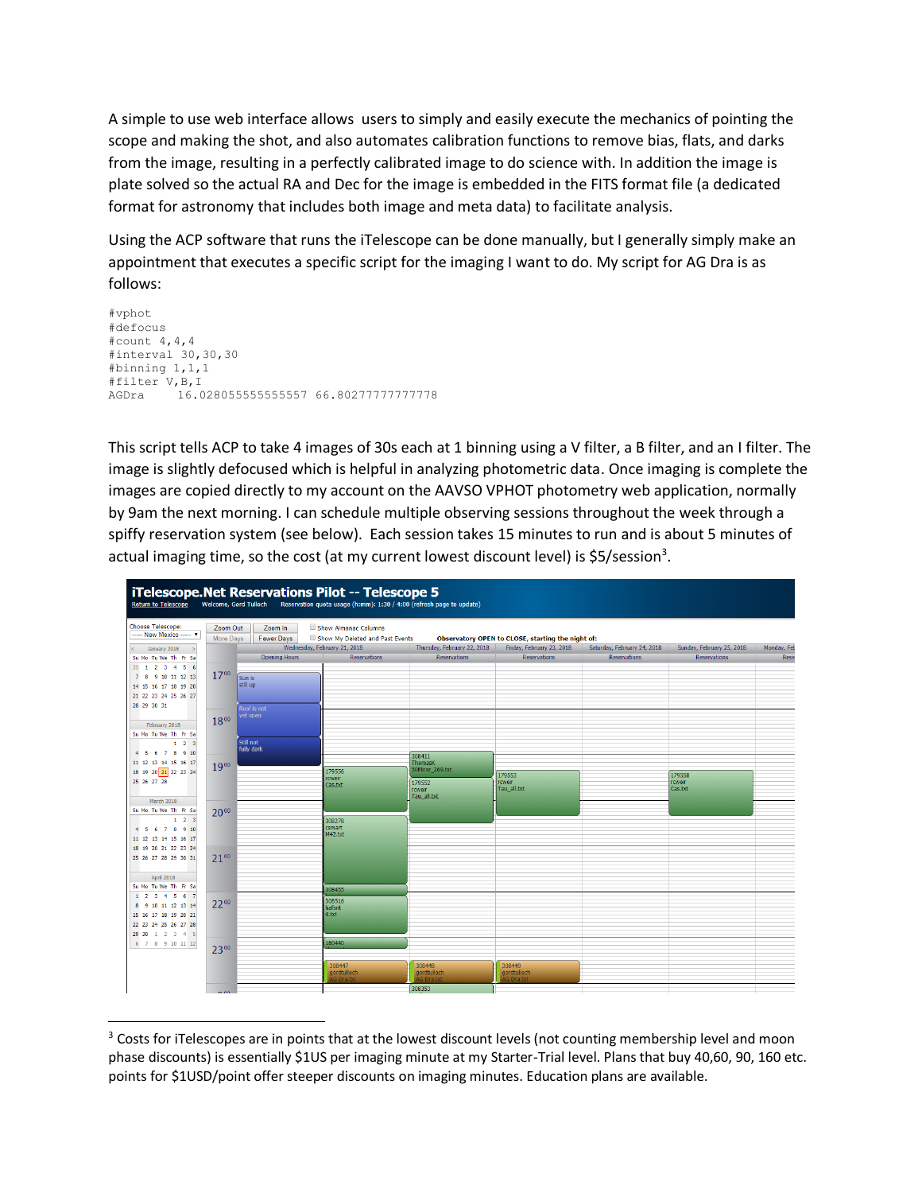A simple to use web interface allows users to simply and easily execute the mechanics of pointing the scope and making the shot, and also automates calibration functions to remove bias, flats, and darks from the image, resulting in a perfectly calibrated image to do science with. In addition the image is plate solved so the actual RA and Dec for the image is embedded in the FITS format file (a dedicated format for astronomy that includes both image and meta data) to facilitate analysis.

Using the ACP software that runs the iTelescope can be done manually, but I generally simply make an appointment that executes a specific script for the imaging I want to do. My script for AG Dra is as follows:

```
#vphot
#defocus
#count 4,4,4
#interval 30,30,30
#binning 1,1,1
#filter V,B,I
AGDra    16.028055555555557 66.80277777777778
```

This script tells ACP to take 4 images of 30s each at 1 binning using a V filter, a B filter, and an I filter. The image is slightly defocused which is helpful in analyzing photometric data. Once imaging is complete the images are copied directly to my account on the AAVSO VPHOT photometry web application, normally by 9am the next morning. I can schedule multiple observing sessions throughout the week through a spiffy reservation system (see below). Each session takes 15 minutes to run and is about 5 minutes of actual imaging time, so the cost (at my current lowest discount level) is $5/session[3].

[3] Costs for iTelescopes are in points that at the lowest discount levels (not counting membership level and moon phase discounts) is essentially $1US per imaging minute at my Starter-Trial level. Plans that buy 40,60, 90, 160 etc. points for $1USD/point offer steeper discounts on imaging minutes. Education plans are available.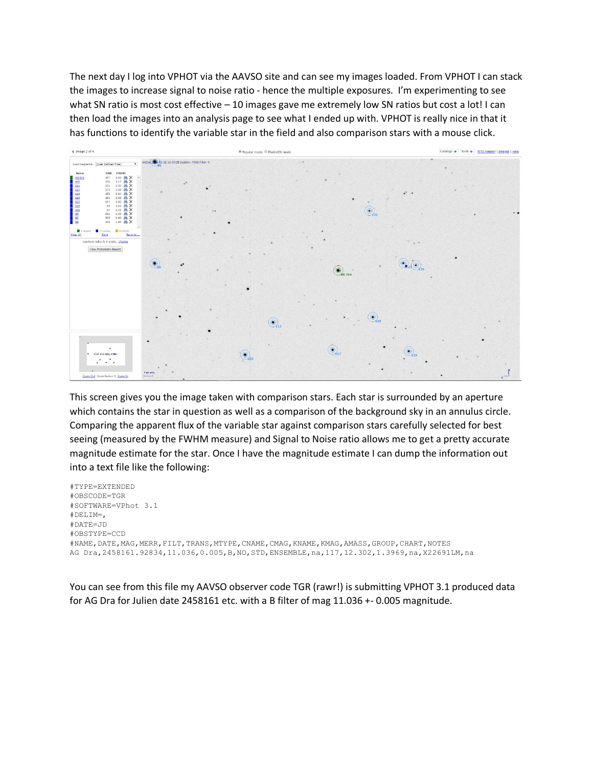The next day I log into VPHOT via the AAVSO site and can see my images loaded. From VPHOT I can stack the images to increase signal to noise ratio - hence the multiple exposures. I'm experimenting to see what SN ratio is most cost effective – 10 images gave me extremely low SN ratios but cost a lot! I can then load the images into an analysis page to see what I ended up with. VPHOT is really nice in that it has functions to identify the variable star in the field and also comparison stars with a mouse click.

This screen gives you the image taken with comparison stars. Each star is surrounded by an aperture which contains the star in question as well as a comparison of the background sky in an annulus circle. Comparing the apparent flux of the variable star against comparison stars carefully selected for best seeing (measured by the FWHM measure) and Signal to Noise ratio allows me to get a pretty accurate magnitude estimate for the star. Once I have the magnitude estimate I can dump the information out into a text file like the following:

```
#TYPE=EXTENDED
#OBSCODE=TGR
#SOFTWARE=VPhot 3.1
#DELIM=,
#DATE=JD
#OBSTYPE=CCD
#NAME,DATE,MAG,MERR,FILT,TRANS,MTYPE,CNAME,CMAG,KNAME,KMAG,AMASS,GROUP,CHART,NOTES
AG Dra,2458161.92834,11.036,0.005,B,NO,STD,ENSEMBLE,na,117,12.302,1.3969,na,X22691LM,na
```

You can see from this file my AAVSO observer code TGR (rawr!) is submitting VPHOT 3.1 produced data for AG Dra for Julien date 2458161 etc. with a B filter of mag 11.036 +- 0.005 magnitude.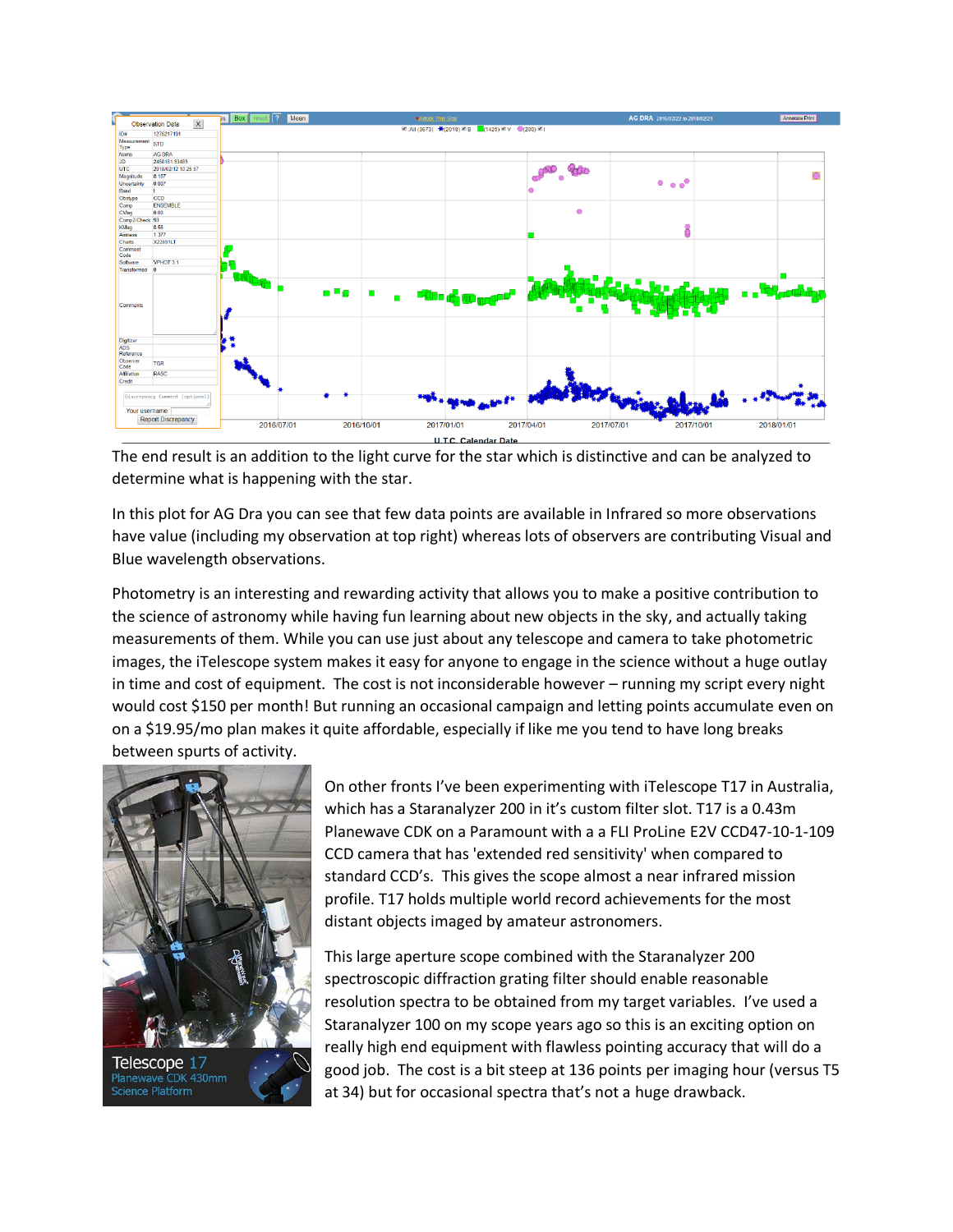The end result is an addition to the light curve for the star which is distinctive and can be analyzed to determine what is happening with the star.

In this plot for AG Dra you can see that few data points are available in Infrared so more observations have value (including my observation at top right) whereas lots of observers are contributing Visual and Blue wavelength observations.

Photometry is an interesting and rewarding activity that allows you to make a positive contribution to the science of astronomy while having fun learning about new objects in the sky, and actually taking measurements of them. While you can use just about any telescope and camera to take photometric images, the iTelescope system makes it easy for anyone to engage in the science without a huge outlay in time and cost of equipment. The cost is not inconsiderable however – running my script every night would cost $150 per month! But running an occasional campaign and letting points accumulate even on on a $19.95/mo plan makes it quite affordable, especially if like me you tend to have long breaks between spurts of activity.

On other fronts I've been experimenting with iTelescope T17 in Australia, which has a Staranalyzer 200 in it's custom filter slot. T17 is a 0.43m Planewave CDK on a Paramount with a a FLI ProLine E2V CCD47-10-1-109 CCD camera that has 'extended red sensitivity' when compared to standard CCD's. This gives the scope almost a near infrared mission profile. T17 holds multiple world record achievements for the most distant objects imaged by amateur astronomers.

This large aperture scope combined with the Staranalyzer 200 spectroscopic diffraction grating filter should enable reasonable resolution spectra to be obtained from my target variables. I've used a Staranalyzer 100 on my scope years ago so this is an exciting option on really high end equipment with flawless pointing accuracy that will do a good job. The cost is a bit steep at 136 points per imaging hour (versus T5 at 34) but for occasional spectra that's not a huge drawback.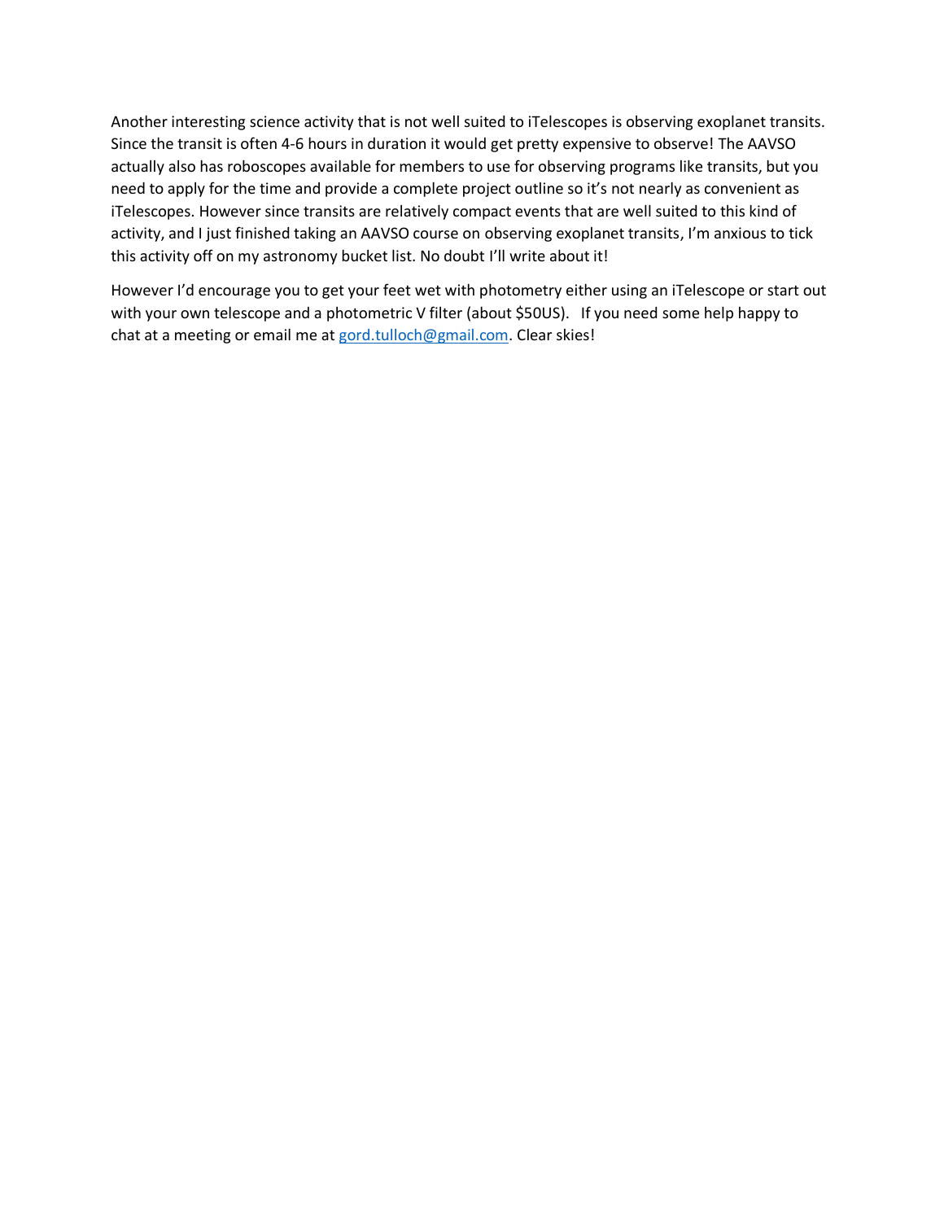Another interesting science activity that is not well suited to iTelescopes is observing exoplanet transits. Since the transit is often 4-6 hours in duration it would get pretty expensive to observe! The AAVSO actually also has roboscopes available for members to use for observing programs like transits, but you need to apply for the time and provide a complete project outline so it's not nearly as convenient as iTelescopes. However since transits are relatively compact events that are well suited to this kind of activity, and I just finished taking an AAVSO course on observing exoplanet transits, I'm anxious to tick this activity off on my astronomy bucket list. No doubt I'll write about it!

However I'd encourage you to get your feet wet with photometry either using an iTelescope or start out with your own telescope and a photometric V filter (about $50US). If you need some help happy to chat at a meeting or email me at gord.tulloch@gmail.com. Clear skies!